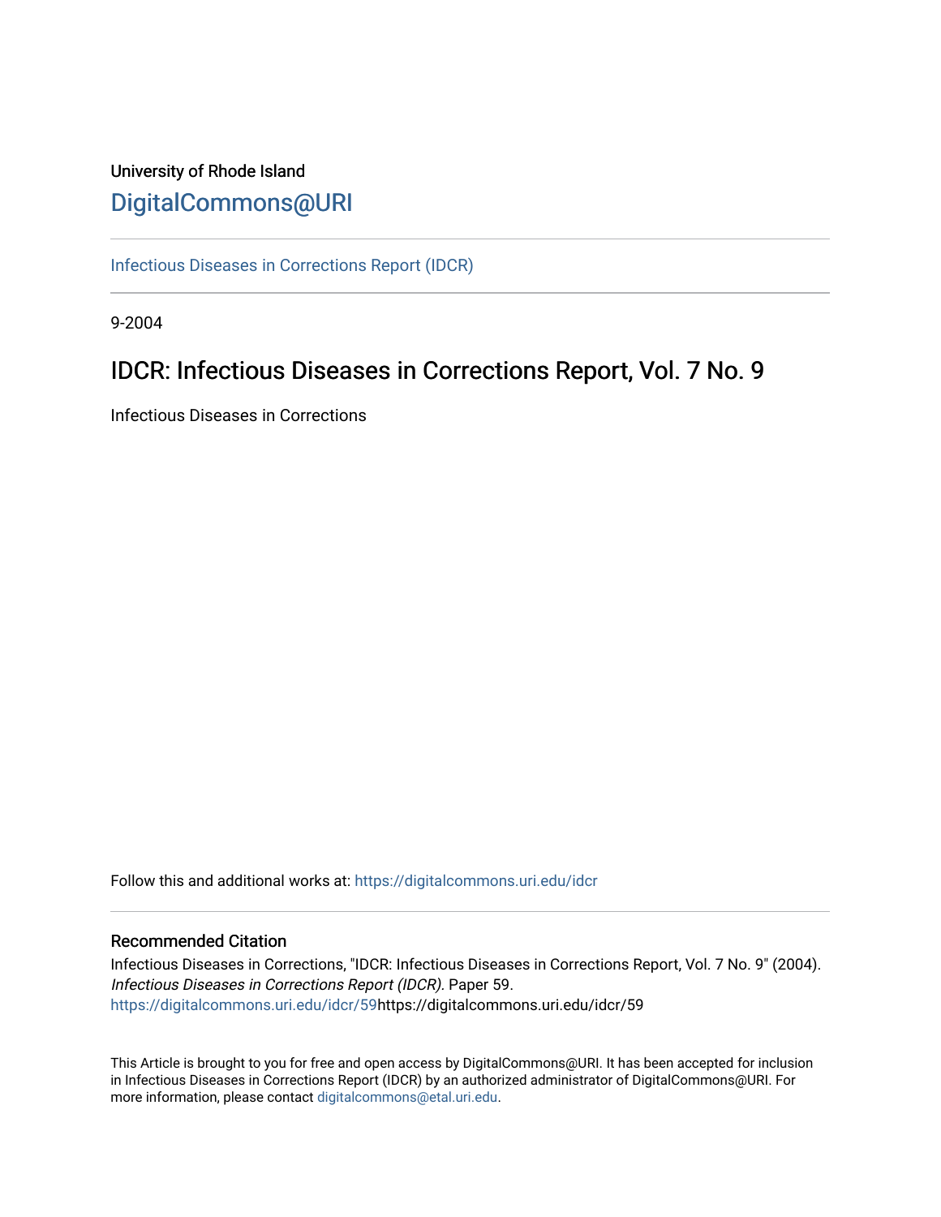University of Rhode Island

# DigitalCommons@URI

Infectious Diseases in Corrections Report (IDCR)

9-2004

## IDCR: Infectious Diseases in Corrections Report, Vol. 7 No. 9

Infectious Diseases in Corrections

Follow this and additional works at: https://digitalcommons.uri.edu/idcr

### Recommended Citation

Infectious Diseases in Corrections, "IDCR: Infectious Diseases in Corrections Report, Vol. 7 No. 9" (2004). *Infectious Diseases in Corrections Report (IDCR)*. Paper 59.
https://digitalcommons.uri.edu/idcr/59https://digitalcommons.uri.edu/idcr/59

This Article is brought to you for free and open access by DigitalCommons@URI. It has been accepted for inclusion in Infectious Diseases in Corrections Report (IDCR) by an authorized administrator of DigitalCommons@URI. For more information, please contact digitalcommons@etal.uri.edu.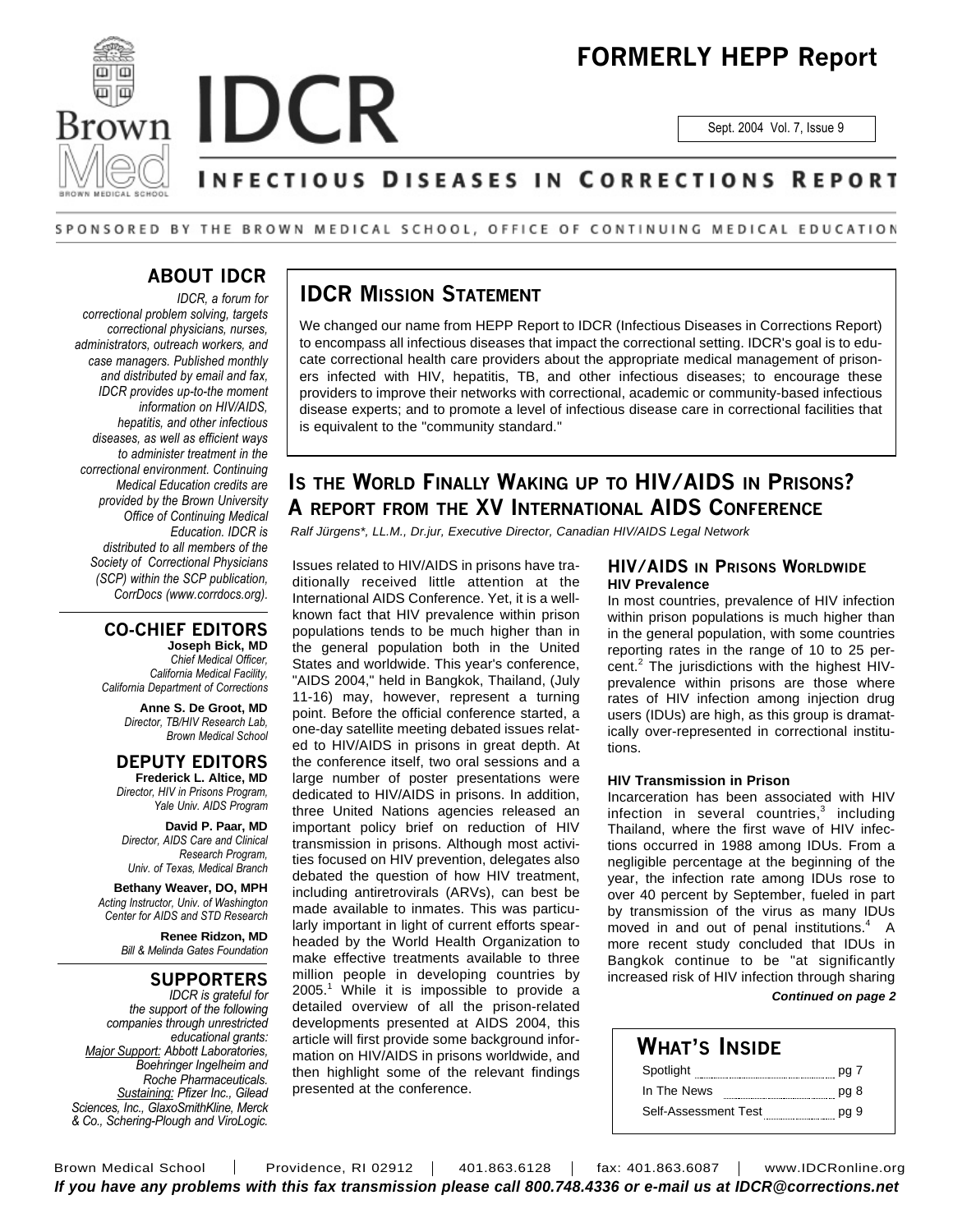# FORMERLY HEPP Report

Sept. 2004 Vol. 7, Issue 9

# IDCR

## INFECTIOUS DISEASES IN CORRECTIONS REPORT

SPONSORED BY THE BROWN MEDICAL SCHOOL, OFFICE OF CONTINUING MEDICAL EDUCATION

## ABOUT IDCR

*IDCR, a forum for correctional problem solving, targets correctional physicians, nurses, administrators, outreach workers, and case managers. Published monthly and distributed by email and fax, IDCR provides up-to-the moment information on HIV/AIDS, hepatitis, and other infectious diseases, as well as efficient ways to administer treatment in the correctional environment. Continuing Medical Education credits are provided by the Brown University Office of Continuing Medical Education. IDCR is distributed to all members of the Society of Correctional Physicians (SCP) within the SCP publication, CorrDocs (www.corrdocs.org).*

## CO-CHIEF EDITORS

**Joseph Bick, MD**
*Chief Medical Officer, California Medical Facility, California Department of Corrections*

**Anne S. De Groot, MD**
*Director, TB/HIV Research Lab, Brown Medical School*

## DEPUTY EDITORS

**Frederick L. Altice, MD**
*Director, HIV in Prisons Program, Yale Univ. AIDS Program*

**David P. Paar, MD**
*Director, AIDS Care and Clinical Research Program, Univ. of Texas, Medical Branch*

**Bethany Weaver, DO, MPH**
*Acting Instructor, Univ. of Washington Center for AIDS and STD Research*

**Renee Ridzon, MD**
*Bill & Melinda Gates Foundation*

## SUPPORTERS

*IDCR is grateful for the support of the following companies through unrestricted educational grants: Major Support: Abbott Laboratories, Boehringer Ingelheim and Roche Pharmaceuticals. Sustaining: Pfizer Inc., Gilead Sciences, Inc., GlaxoSmithKline, Merck & Co., Schering-Plough and ViroLogic.*

## IDCR MISSION STATEMENT

We changed our name from HEPP Report to IDCR (Infectious Diseases in Corrections Report) to encompass all infectious diseases that impact the correctional setting. IDCR's goal is to educate correctional health care providers about the appropriate medical management of prisoners infected with HIV, hepatitis, TB, and other infectious diseases; to encourage these providers to improve their networks with correctional, academic or community-based infectious disease experts; and to promote a level of infectious disease care in correctional facilities that is equivalent to the "community standard."

# IS THE WORLD FINALLY WAKING UP TO HIV/AIDS IN PRISONS? A REPORT FROM THE XV INTERNATIONAL AIDS CONFERENCE

*Ralf Jürgens\*, LL.M., Dr.jur, Executive Director, Canadian HIV/AIDS Legal Network*

Issues related to HIV/AIDS in prisons have traditionally received little attention at the International AIDS Conference. Yet, it is a well-known fact that HIV prevalence within prison populations tends to be much higher than in the general population both in the United States and worldwide. This year's conference, "AIDS 2004," held in Bangkok, Thailand, (July 11-16) may, however, represent a turning point. Before the official conference started, a one-day satellite meeting debated issues related to HIV/AIDS in prisons in great depth. At the conference itself, two oral sessions and a large number of poster presentations were dedicated to HIV/AIDS in prisons. In addition, three United Nations agencies released an important policy brief on reduction of HIV transmission in prisons. Although most activities focused on HIV prevention, delegates also debated the question of how HIV treatment, including antiretrovirals (ARVs), can best be made available to inmates. This was particularly important in light of current efforts spearheaded by the World Health Organization to make effective treatments available to three million people in developing countries by 2005.[1] While it is impossible to provide a detailed overview of all the prison-related developments presented at AIDS 2004, this article will first provide some background information on HIV/AIDS in prisons worldwide, and then highlight some of the relevant findings presented at the conference.

## HIV/AIDS IN PRISONS WORLDWIDE

### HIV Prevalence

In most countries, prevalence of HIV infection within prison populations is much higher than in the general population, with some countries reporting rates in the range of 10 to 25 percent.[2] The jurisdictions with the highest HIV-prevalence within prisons are those where rates of HIV infection among injection drug users (IDUs) are high, as this group is dramatically over-represented in correctional institutions.

### HIV Transmission in Prison

Incarceration has been associated with HIV infection in several countries,[3] including Thailand, where the first wave of HIV infections occurred in 1988 among IDUs. From a negligible percentage at the beginning of the year, the infection rate among IDUs rose to over 40 percent by September, fueled in part by transmission of the virus as many IDUs moved in and out of penal institutions.[4] A more recent study concluded that IDUs in Bangkok continue to be "at significantly increased risk of HIV infection through sharing

***Continued on page 2***

## WHAT'S INSIDE

| | |
|---|---|
| Spotlight | pg 7 |
| In The News | pg 8 |
| Self-Assessment Test | pg 9 |

Brown Medical School | Providence, RI 02912 | 401.863.6128 | fax: 401.863.6087 | www.IDCRonline.org

***If you have any problems with this fax transmission please call 800.748.4336 or e-mail us at IDCR@corrections.net***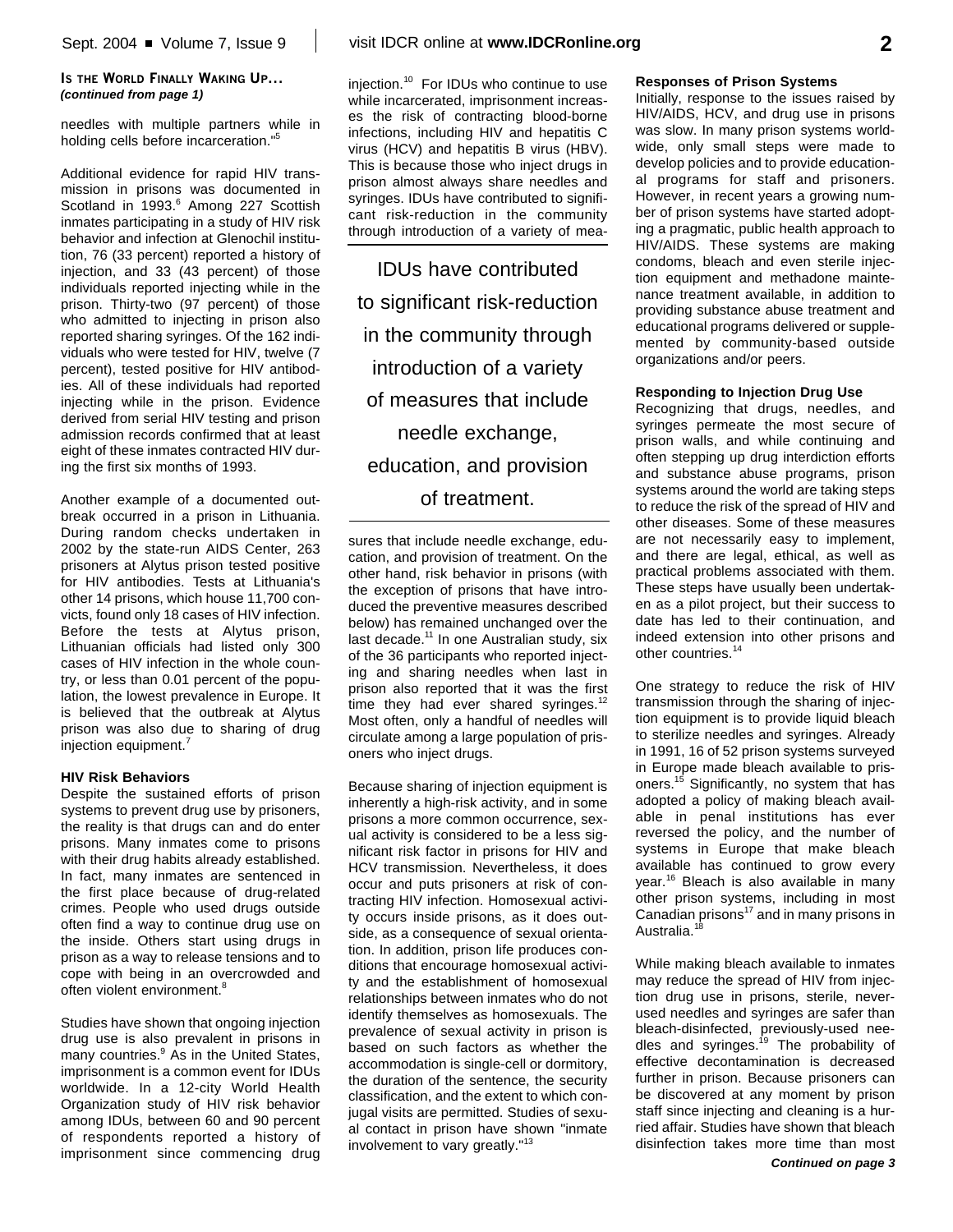**IS THE WORLD FINALLY WAKING UP...**
***(continued from page 1)***

needles with multiple partners while in holding cells before incarceration."[5]

Additional evidence for rapid HIV transmission in prisons was documented in Scotland in 1993.[6] Among 227 Scottish inmates participating in a study of HIV risk behavior and infection at Glenochil institution, 76 (33 percent) reported a history of injection, and 33 (43 percent) of those individuals reported injecting while in the prison. Thirty-two (97 percent) of those who admitted to injecting in prison also reported sharing syringes. Of the 162 individuals who were tested for HIV, twelve (7 percent), tested positive for HIV antibodies. All of these individuals had reported injecting while in the prison. Evidence derived from serial HIV testing and prison admission records confirmed that at least eight of these inmates contracted HIV during the first six months of 1993.

Another example of a documented outbreak occurred in a prison in Lithuania. During random checks undertaken in 2002 by the state-run AIDS Center, 263 prisoners at Alytus prison tested positive for HIV antibodies. Tests at Lithuania's other 14 prisons, which house 11,700 convicts, found only 18 cases of HIV infection. Before the tests at Alytus prison, Lithuanian officials had listed only 300 cases of HIV infection in the whole country, or less than 0.01 percent of the population, the lowest prevalence in Europe. It is believed that the outbreak at Alytus prison was also due to sharing of drug injection equipment.[7]

### HIV Risk Behaviors

Despite the sustained efforts of prison systems to prevent drug use by prisoners, the reality is that drugs can and do enter prisons. Many inmates come to prisons with their drug habits already established. In fact, many inmates are sentenced in the first place because of drug-related crimes. People who used drugs outside often find a way to continue drug use on the inside. Others start using drugs in prison as a way to release tensions and to cope with being in an overcrowded and often violent environment.[8]

Studies have shown that ongoing injection drug use is also prevalent in prisons in many countries.[9] As in the United States, imprisonment is a common event for IDUs worldwide. In a 12-city World Health Organization study of HIV risk behavior among IDUs, between 60 and 90 percent of respondents reported a history of imprisonment since commencing drug injection.[10] For IDUs who continue to use while incarcerated, imprisonment increases the risk of contracting blood-borne infections, including HIV and hepatitis C virus (HCV) and hepatitis B virus (HBV). This is because those who inject drugs in prison almost always share needles and syringes. IDUs have contributed to significant risk-reduction in the community through introduction of a variety of measures that include needle exchange, education, and provision of treatment. On the other hand, risk behavior in prisons (with the exception of prisons that have introduced the preventive measures described below) has remained unchanged over the last decade.[11] In one Australian study, six of the 36 participants who reported injecting and sharing needles when last in prison also reported that it was the first time they had ever shared syringes.[12] Most often, only a handful of needles will circulate among a large population of prisoners who inject drugs.

> IDUs have contributed to significant risk-reduction in the community through introduction of a variety of measures that include needle exchange, education, and provision of treatment.

Because sharing of injection equipment is inherently a high-risk activity, and in some prisons a more common occurrence, sexual activity is considered to be a less significant risk factor in prisons for HIV and HCV transmission. Nevertheless, it does occur and puts prisoners at risk of contracting HIV infection. Homosexual activity occurs inside prisons, as it does outside, as a consequence of sexual orientation. In addition, prison life produces conditions that encourage homosexual activity and the establishment of homosexual relationships between inmates who do not identify themselves as homosexuals. The prevalence of sexual activity in prison is based on such factors as whether the accommodation is single-cell or dormitory, the duration of the sentence, the security classification, and the extent to which conjugal visits are permitted. Studies of sexual contact in prison have shown "inmate involvement to vary greatly."[13]

### Responses of Prison Systems

Initially, response to the issues raised by HIV/AIDS, HCV, and drug use in prisons was slow. In many prison systems worldwide, only small steps were made to develop policies and to provide educational programs for staff and prisoners. However, in recent years a growing number of prison systems have started adopting a pragmatic, public health approach to HIV/AIDS. These systems are making condoms, bleach and even sterile injection equipment and methadone maintenance treatment available, in addition to providing substance abuse treatment and educational programs delivered or supplemented by community-based outside organizations and/or peers.

### Responding to Injection Drug Use

Recognizing that drugs, needles, and syringes permeate the most secure of prison walls, and while continuing and often stepping up drug interdiction efforts and substance abuse programs, prison systems around the world are taking steps to reduce the risk of the spread of HIV and other diseases. Some of these measures are not necessarily easy to implement, and there are legal, ethical, as well as practical problems associated with them. These steps have usually been undertaken as a pilot project, but their success to date has led to their continuation, and indeed extension into other prisons and other countries.[14]

One strategy to reduce the risk of HIV transmission through the sharing of injection equipment is to provide liquid bleach to sterilize needles and syringes. Already in 1991, 16 of 52 prison systems surveyed in Europe made bleach available to prisoners.[15] Significantly, no system that has adopted a policy of making bleach available in penal institutions has ever reversed the policy, and the number of systems in Europe that make bleach available has continued to grow every year.[16] Bleach is also available in many other prison systems, including in most Canadian prisons[17] and in many prisons in Australia.[18]

While making bleach available to inmates may reduce the spread of HIV from injection drug use in prisons, sterile, never-used needles and syringes are safer than bleach-disinfected, previously-used needles and syringes.[19] The probability of effective decontamination is decreased further in prison. Because prisoners can be discovered at any moment by prison staff since injecting and cleaning is a hurried affair. Studies have shown that bleach disinfection takes more time than most

***Continued on page 3***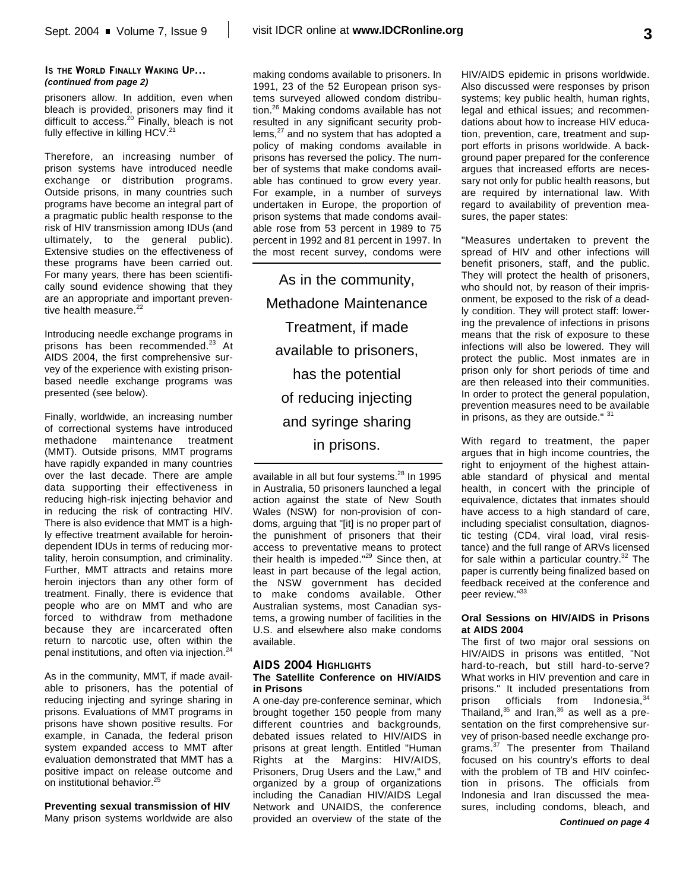**IS THE WORLD FINALLY WAKING UP...**
***(continued from page 2)***

prisoners allow. In addition, even when bleach is provided, prisoners may find it difficult to access.[20] Finally, bleach is not fully effective in killing HCV.[21]

Therefore, an increasing number of prison systems have introduced needle exchange or distribution programs. Outside prisons, in many countries such programs have become an integral part of a pragmatic public health response to the risk of HIV transmission among IDUs (and ultimately, to the general public). Extensive studies on the effectiveness of these programs have been carried out. For many years, there has been scientifically sound evidence showing that they are an appropriate and important preventive health measure.[22]

Introducing needle exchange programs in prisons has been recommended.[23] At AIDS 2004, the first comprehensive survey of the experience with existing prison-based needle exchange programs was presented (see below).

Finally, worldwide, an increasing number of correctional systems have introduced methadone maintenance treatment (MMT). Outside prisons, MMT programs have rapidly expanded in many countries over the last decade. There are ample data supporting their effectiveness in reducing high-risk injecting behavior and in reducing the risk of contracting HIV. There is also evidence that MMT is a highly effective treatment available for heroin-dependent IDUs in terms of reducing mortality, heroin consumption, and criminality. Further, MMT attracts and retains more heroin injectors than any other form of treatment. Finally, there is evidence that people who are on MMT and who are forced to withdraw from methadone because they are incarcerated often return to narcotic use, often within the penal institutions, and often via injection.[24]

As in the community, MMT, if made available to prisoners, has the potential of reducing injecting and syringe sharing in prisons. Evaluations of MMT programs in prisons have shown positive results. For example, in Canada, the federal prison system expanded access to MMT after evaluation demonstrated that MMT has a positive impact on release outcome and on institutional behavior.[25]

**Preventing sexual transmission of HIV**

Many prison systems worldwide are also making condoms available to prisoners. In 1991, 23 of the 52 European prison systems surveyed allowed condom distribution.[26] Making condoms available has not resulted in any significant security problems,[27] and no system that has adopted a policy of making condoms available in prisons has reversed the policy. The number of systems that make condoms available has continued to grow every year. For example, in a number of surveys undertaken in Europe, the proportion of prison systems that made condoms available rose from 53 percent in 1989 to 75 percent in 1992 and 81 percent in 1997. In the most recent survey, condoms were available in all but four systems.[28] In 1995 in Australia, 50 prisoners launched a legal action against the state of New South Wales (NSW) for non-provision of condoms, arguing that "[it] is no proper part of the punishment of prisoners that their access to preventative means to protect their health is impeded."[29] Since then, at least in part because of the legal action, the NSW government has decided to make condoms available. Other Australian systems, most Canadian systems, a growing number of facilities in the U.S. and elsewhere also make condoms available.

> As in the community, Methadone Maintenance Treatment, if made available to prisoners, has the potential of reducing injecting and syringe sharing in prisons.

## AIDS 2004 HIGHLIGHTS

### The Satellite Conference on HIV/AIDS in Prisons

A one-day pre-conference seminar, which brought together 150 people from many different countries and backgrounds, debated issues related to HIV/AIDS in prisons at great length. Entitled "Human Rights at the Margins: HIV/AIDS, Prisoners, Drug Users and the Law," and organized by a group of organizations including the Canadian HIV/AIDS Legal Network and UNAIDS, the conference provided an overview of the state of the HIV/AIDS epidemic in prisons worldwide. Also discussed were responses by prison systems; key public health, human rights, legal and ethical issues; and recommendations about how to increase HIV education, prevention, care, treatment and support efforts in prisons worldwide. A background paper prepared for the conference argues that increased efforts are necessary not only for public health reasons, but are required by international law. With regard to availability of prevention measures, the paper states:

"Measures undertaken to prevent the spread of HIV and other infections will benefit prisoners, staff, and the public. They will protect the health of prisoners, who should not, by reason of their imprisonment, be exposed to the risk of a deadly condition. They will protect staff: lowering the prevalence of infections in prisons means that the risk of exposure to these infections will also be lowered. They will protect the public. Most inmates are in prison only for short periods of time and are then released into their communities. In order to protect the general population, prevention measures need to be available in prisons, as they are outside." [31]

With regard to treatment, the paper argues that in high income countries, the right to enjoyment of the highest attainable standard of physical and mental health, in concert with the principle of equivalence, dictates that inmates should have access to a high standard of care, including specialist consultation, diagnostic testing (CD4, viral load, viral resistance) and the full range of ARVs licensed for sale within a particular country.[32] The paper is currently being finalized based on feedback received at the conference and peer review."[33]

### Oral Sessions on HIV/AIDS in Prisons at AIDS 2004

The first of two major oral sessions on HIV/AIDS in prisons was entitled, "Not hard-to-reach, but still hard-to-serve? What works in HIV prevention and care in prisons." It included presentations from prison officials from Indonesia,[34] Thailand,[35] and Iran,[36] as well as a presentation on the first comprehensive survey of prison-based needle exchange programs.[37] The presenter from Thailand focused on his country's efforts to deal with the problem of TB and HIV coinfection in prisons. The officials from Indonesia and Iran discussed the measures, including condoms, bleach, and

***Continued on page 4***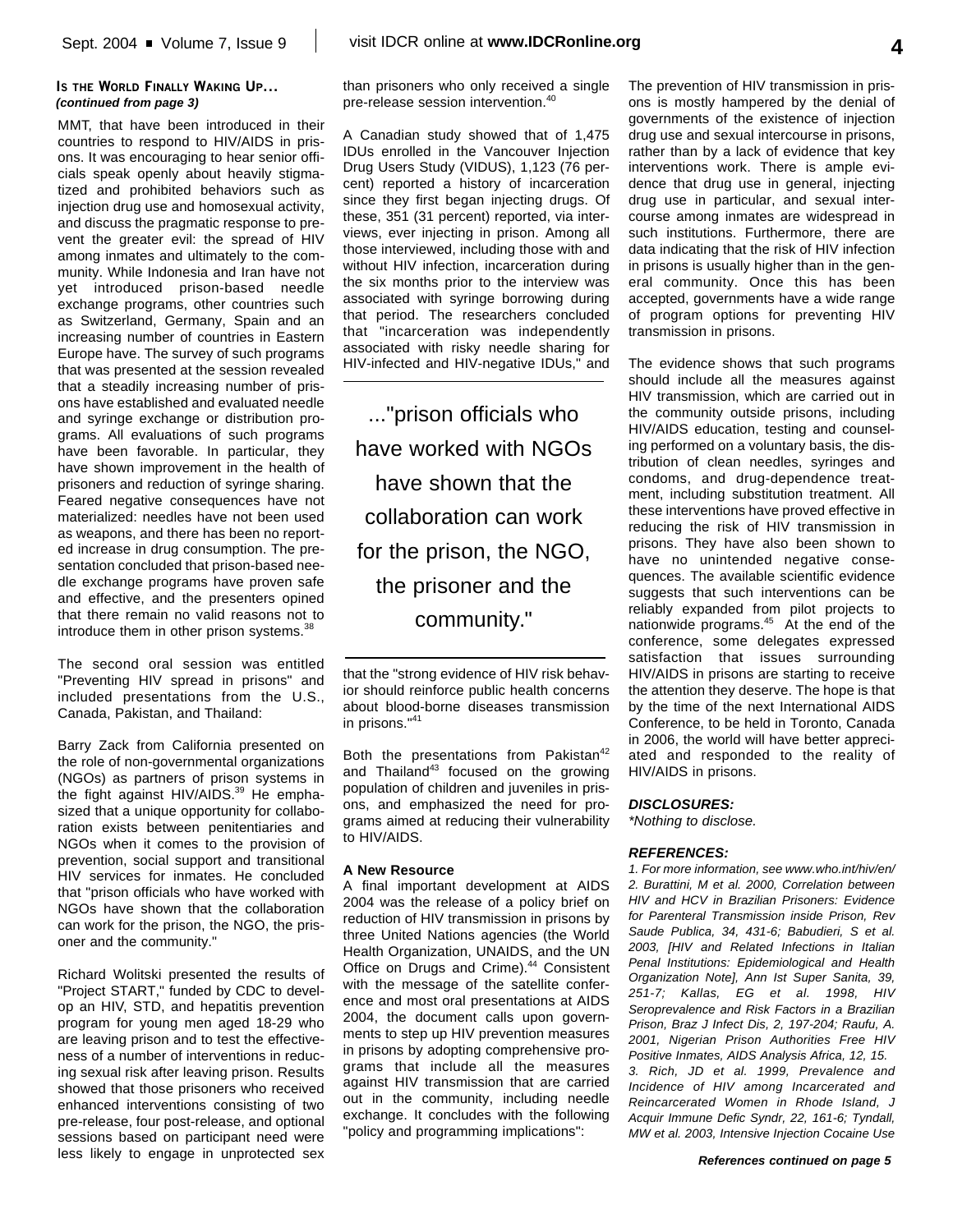**IS THE WORLD FINALLY WAKING UP...**
***(continued from page 3)***

MMT, that have been introduced in their countries to respond to HIV/AIDS in prisons. It was encouraging to hear senior officials speak openly about heavily stigmatized and prohibited behaviors such as injection drug use and homosexual activity, and discuss the pragmatic response to prevent the greater evil: the spread of HIV among inmates and ultimately to the community. While Indonesia and Iran have not yet introduced prison-based needle exchange programs, other countries such as Switzerland, Germany, Spain and an increasing number of countries in Eastern Europe have. The survey of such programs that was presented at the session revealed that a steadily increasing number of prisons have established and evaluated needle and syringe exchange or distribution programs. All evaluations of such programs have been favorable. In particular, they have shown improvement in the health of prisoners and reduction of syringe sharing. Feared negative consequences have not materialized: needles have not been used as weapons, and there has been no reported increase in drug consumption. The presentation concluded that prison-based needle exchange programs have proven safe and effective, and the presenters opined that there remain no valid reasons not to introduce them in other prison systems.[38]

The second oral session was entitled "Preventing HIV spread in prisons" and included presentations from the U.S., Canada, Pakistan, and Thailand:

Barry Zack from California presented on the role of non-governmental organizations (NGOs) as partners of prison systems in the fight against HIV/AIDS.[39] He emphasized that a unique opportunity for collaboration exists between penitentiaries and NGOs when it comes to the provision of prevention, social support and transitional HIV services for inmates. He concluded that "prison officials who have worked with NGOs have shown that the collaboration can work for the prison, the NGO, the prisoner and the community."

Richard Wolitski presented the results of "Project START," funded by CDC to develop an HIV, STD, and hepatitis prevention program for young men aged 18-29 who are leaving prison and to test the effectiveness of a number of interventions in reducing sexual risk after leaving prison. Results showed that those prisoners who received enhanced interventions consisting of two pre-release, four post-release, and optional sessions based on participant need were less likely to engage in unprotected sex than prisoners who only received a single pre-release session intervention.[40]

A Canadian study showed that of 1,475 IDUs enrolled in the Vancouver Injection Drug Users Study (VIDUS), 1,123 (76 percent) reported a history of incarceration since they first began injecting drugs. Of these, 351 (31 percent) reported, via interviews, ever injecting in prison. Among all those interviewed, including those with and without HIV infection, incarceration during the six months prior to the interview was associated with syringe borrowing during that period. The researchers concluded that "incarceration was independently associated with risky needle sharing for HIV-infected and HIV-negative IDUs," and that the "strong evidence of HIV risk behavior should reinforce public health concerns about blood-borne diseases transmission in prisons."[41]

> ..."prison officials who have worked with NGOs have shown that the collaboration can work for the prison, the NGO, the prisoner and the community."

Both the presentations from Pakistan[42] and Thailand[43] focused on the growing population of children and juveniles in prisons, and emphasized the need for programs aimed at reducing their vulnerability to HIV/AIDS.

**A New Resource**

A final important development at AIDS 2004 was the release of a policy brief on reduction of HIV transmission in prisons by three United Nations agencies (the World Health Organization, UNAIDS, and the UN Office on Drugs and Crime).[44] Consistent with the message of the satellite conference and most oral presentations at AIDS 2004, the document calls upon governments to step up HIV prevention measures in prisons by adopting comprehensive programs that include all the measures against HIV transmission that are carried out in the community, including needle exchange. It concludes with the following "policy and programming implications":

The prevention of HIV transmission in prisons is mostly hampered by the denial of governments of the existence of injection drug use and sexual intercourse in prisons, rather than by a lack of evidence that key interventions work. There is ample evidence that drug use in general, injecting drug use in particular, and sexual intercourse among inmates are widespread in such institutions. Furthermore, there are data indicating that the risk of HIV infection in prisons is usually higher than in the general community. Once this has been accepted, governments have a wide range of program options for preventing HIV transmission in prisons.

The evidence shows that such programs should include all the measures against HIV transmission, which are carried out in the community outside prisons, including HIV/AIDS education, testing and counseling performed on a voluntary basis, the distribution of clean needles, syringes and condoms, and drug-dependence treatment, including substitution treatment. All these interventions have proved effective in reducing the risk of HIV transmission in prisons. They have also been shown to have no unintended negative consequences. The available scientific evidence suggests that such interventions can be reliably expanded from pilot projects to nationwide programs.[45] At the end of the conference, some delegates expressed satisfaction that issues surrounding HIV/AIDS in prisons are starting to receive the attention they deserve. The hope is that by the time of the next International AIDS Conference, to be held in Toronto, Canada in 2006, the world will have better appreciated and responded to the reality of HIV/AIDS in prisons.

***DISCLOSURES:***

*\*Nothing to disclose.*

***REFERENCES:***

*1. For more information, see www.who.int/hiv/en/*
*2. Burattini, M et al. 2000, Correlation between HIV and HCV in Brazilian Prisoners: Evidence for Parenteral Transmission inside Prison, Rev Saude Publica, 34, 431-6; Babudieri, S et al. 2003, [HIV and Related Infections in Italian Penal Institutions: Epidemiological and Health Organization Note], Ann Ist Super Sanita, 39, 251-7; Kallas, EG et al. 1998, HIV Seroprevalence and Risk Factors in a Brazilian Prison, Braz J Infect Dis, 2, 197-204; Raufu, A. 2001, Nigerian Prison Authorities Free HIV Positive Inmates, AIDS Analysis Africa, 12, 15.*
*3. Rich, JD et al. 1999, Prevalence and Incidence of HIV among Incarcerated and Reincarcerated Women in Rhode Island, J Acquir Immune Defic Syndr, 22, 161-6; Tyndall, MW et al. 2003, Intensive Injection Cocaine Use*

***References continued on page 5***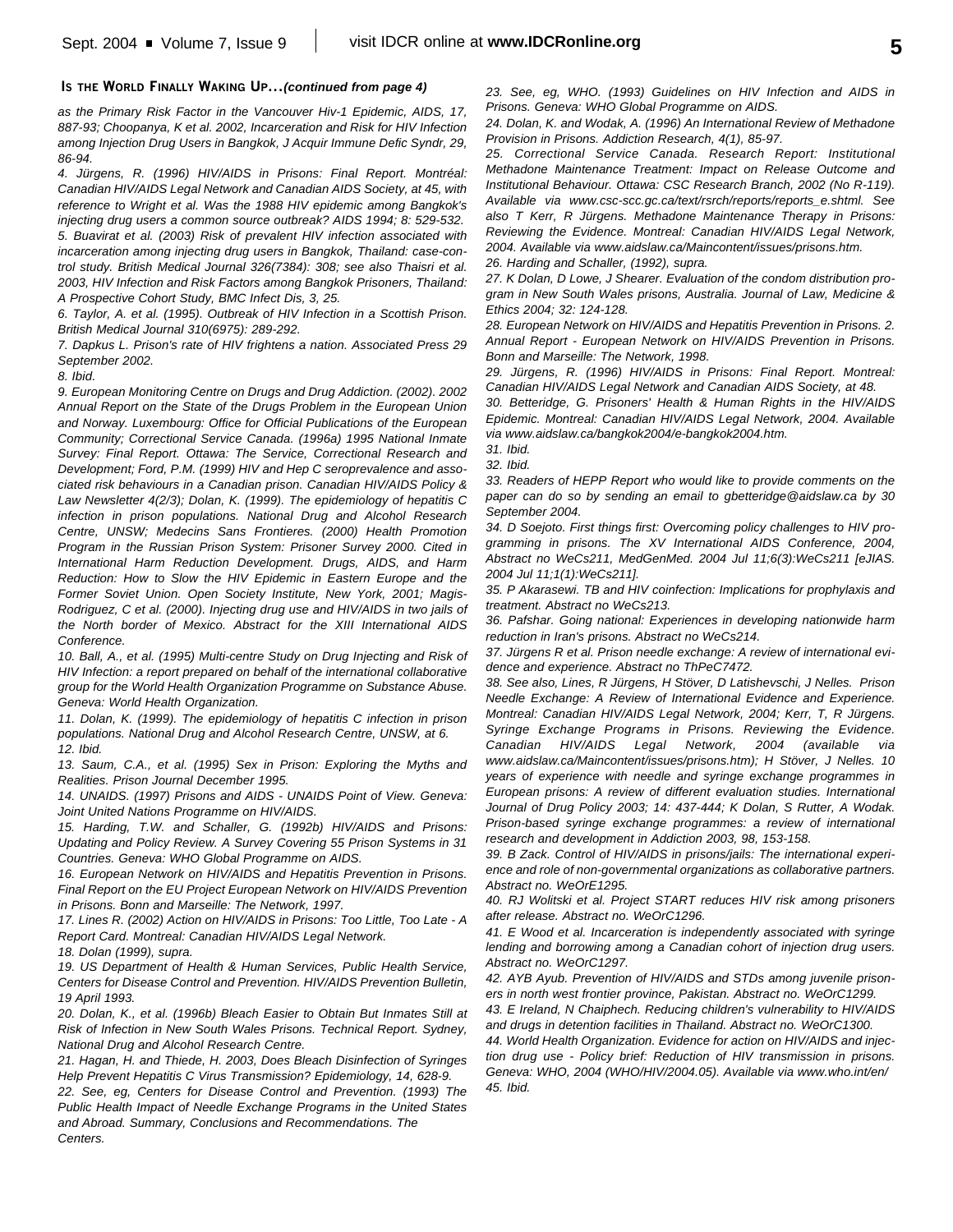**Is the World Finally Waking Up...** *(continued from page 4)*

*as the Primary Risk Factor in the Vancouver Hiv-1 Epidemic, AIDS, 17, 887-93; Choopanya, K et al. 2002, Incarceration and Risk for HIV Infection among Injection Drug Users in Bangkok, J Acquir Immune Defic Syndr, 29, 86-94.*

*4. Jürgens, R. (1996) HIV/AIDS in Prisons: Final Report. Montréal: Canadian HIV/AIDS Legal Network and Canadian AIDS Society, at 45, with reference to Wright et al. Was the 1988 HIV epidemic among Bangkok's injecting drug users a common source outbreak? AIDS 1994; 8: 529-532.*

*5. Buavirat et al. (2003) Risk of prevalent HIV infection associated with incarceration among injecting drug users in Bangkok, Thailand: case-control study. British Medical Journal 326(7384): 308; see also Thaisri et al. 2003, HIV Infection and Risk Factors among Bangkok Prisoners, Thailand: A Prospective Cohort Study, BMC Infect Dis, 3, 25.*

*6. Taylor, A. et al. (1995). Outbreak of HIV Infection in a Scottish Prison. British Medical Journal 310(6975): 289-292.*

*7. Dapkus L. Prison's rate of HIV frightens a nation. Associated Press 29 September 2002.*

*8. Ibid.*

*9. European Monitoring Centre on Drugs and Drug Addiction. (2002). 2002 Annual Report on the State of the Drugs Problem in the European Union and Norway. Luxembourg: Office for Official Publications of the European Community; Correctional Service Canada. (1996a) 1995 National Inmate Survey: Final Report. Ottawa: The Service, Correctional Research and Development; Ford, P.M. (1999) HIV and Hep C seroprevalence and associated risk behaviours in a Canadian prison. Canadian HIV/AIDS Policy & Law Newsletter 4(2/3); Dolan, K. (1999). The epidemiology of hepatitis C infection in prison populations. National Drug and Alcohol Research Centre, UNSW; Medecins Sans Frontieres. (2000) Health Promotion Program in the Russian Prison System: Prisoner Survey 2000. Cited in International Harm Reduction Development. Drugs, AIDS, and Harm Reduction: How to Slow the HIV Epidemic in Eastern Europe and the Former Soviet Union. Open Society Institute, New York, 2001; Magis-Rodriguez, C et al. (2000). Injecting drug use and HIV/AIDS in two jails of the North border of Mexico. Abstract for the XIII International AIDS Conference.*

*10. Ball, A., et al. (1995) Multi-centre Study on Drug Injecting and Risk of HIV Infection: a report prepared on behalf of the international collaborative group for the World Health Organization Programme on Substance Abuse. Geneva: World Health Organization.*

*11. Dolan, K. (1999). The epidemiology of hepatitis C infection in prison populations. National Drug and Alcohol Research Centre, UNSW, at 6.*

*12. Ibid.*

*13. Saum, C.A., et al. (1995) Sex in Prison: Exploring the Myths and Realities. Prison Journal December 1995.*

*14. UNAIDS. (1997) Prisons and AIDS - UNAIDS Point of View. Geneva: Joint United Nations Programme on HIV/AIDS.*

*15. Harding, T.W. and Schaller, G. (1992b) HIV/AIDS and Prisons: Updating and Policy Review. A Survey Covering 55 Prison Systems in 31 Countries. Geneva: WHO Global Programme on AIDS.*

*16. European Network on HIV/AIDS and Hepatitis Prevention in Prisons. Final Report on the EU Project European Network on HIV/AIDS Prevention in Prisons. Bonn and Marseille: The Network, 1997.*

*17. Lines R. (2002) Action on HIV/AIDS in Prisons: Too Little, Too Late - A Report Card. Montreal: Canadian HIV/AIDS Legal Network.*

*18. Dolan (1999), supra.*

*19. US Department of Health & Human Services, Public Health Service, Centers for Disease Control and Prevention. HIV/AIDS Prevention Bulletin, 19 April 1993.*

*20. Dolan, K., et al. (1996b) Bleach Easier to Obtain But Inmates Still at Risk of Infection in New South Wales Prisons. Technical Report. Sydney, National Drug and Alcohol Research Centre.*

*21. Hagan, H. and Thiede, H. 2003, Does Bleach Disinfection of Syringes Help Prevent Hepatitis C Virus Transmission? Epidemiology, 14, 628-9.*

*22. See, eg, Centers for Disease Control and Prevention. (1993) The Public Health Impact of Needle Exchange Programs in the United States and Abroad. Summary, Conclusions and Recommendations. The Centers.*

*23. See, eg, WHO. (1993) Guidelines on HIV Infection and AIDS in Prisons. Geneva: WHO Global Programme on AIDS.*

*24. Dolan, K. and Wodak, A. (1996) An International Review of Methadone Provision in Prisons. Addiction Research, 4(1), 85-97.*

*25. Correctional Service Canada. Research Report: Institutional Methadone Maintenance Treatment: Impact on Release Outcome and Institutional Behaviour. Ottawa: CSC Research Branch, 2002 (No R-119). Available via www.csc-scc.gc.ca/text/rsrch/reports/reports_e.shtml. See also T Kerr, R Jürgens. Methadone Maintenance Therapy in Prisons: Reviewing the Evidence. Montreal: Canadian HIV/AIDS Legal Network, 2004. Available via www.aidslaw.ca/Maincontent/issues/prisons.htm.*

*26. Harding and Schaller, (1992), supra.*

*27. K Dolan, D Lowe, J Shearer. Evaluation of the condom distribution program in New South Wales prisons, Australia. Journal of Law, Medicine & Ethics 2004; 32: 124-128.*

*28. European Network on HIV/AIDS and Hepatitis Prevention in Prisons. 2. Annual Report - European Network on HIV/AIDS Prevention in Prisons. Bonn and Marseille: The Network, 1998.*

*29. Jürgens, R. (1996) HIV/AIDS in Prisons: Final Report. Montreal: Canadian HIV/AIDS Legal Network and Canadian AIDS Society, at 48.*

*30. Betteridge, G. Prisoners' Health & Human Rights in the HIV/AIDS Epidemic. Montreal: Canadian HIV/AIDS Legal Network, 2004. Available via www.aidslaw.ca/bangkok2004/e-bangkok2004.htm.*

*31. Ibid.*

*32. Ibid.*

*33. Readers of HEPP Report who would like to provide comments on the paper can do so by sending an email to gbetteridge@aidslaw.ca by 30 September 2004.*

*34. D Soejoto. First things first: Overcoming policy challenges to HIV programming in prisons. The XV International AIDS Conference, 2004, Abstract no WeCs211, MedGenMed. 2004 Jul 11;6(3):WeCs211 [eJIAS. 2004 Jul 11;1(1):WeCs211].*

*35. P Akarasewi. TB and HIV coinfection: Implications for prophylaxis and treatment. Abstract no WeCs213.*

*36. Pafshar. Going national: Experiences in developing nationwide harm reduction in Iran's prisons. Abstract no WeCs214.*

*37. Jürgens R et al. Prison needle exchange: A review of international evidence and experience. Abstract no ThPeC7472.*

*38. See also, Lines, R Jürgens, H Stöver, D Latishevschi, J Nelles. Prison Needle Exchange: A Review of International Evidence and Experience. Montreal: Canadian HIV/AIDS Legal Network, 2004; Kerr, T, R Jürgens. Syringe Exchange Programs in Prisons. Reviewing the Evidence. Canadian HIV/AIDS Legal Network, 2004 (available via www.aidslaw.ca/Maincontent/issues/prisons.htm); H Stöver, J Nelles. 10 years of experience with needle and syringe exchange programmes in European prisons: A review of different evaluation studies. International Journal of Drug Policy 2003; 14: 437-444; K Dolan, S Rutter, A Wodak. Prison-based syringe exchange programmes: a review of international research and development in Addiction 2003, 98, 153-158.*

*39. B Zack. Control of HIV/AIDS in prisons/jails: The international experience and role of non-governmental organizations as collaborative partners. Abstract no. WeOrE1295.*

*40. RJ Wolitski et al. Project START reduces HIV risk among prisoners after release. Abstract no. WeOrC1296.*

*41. E Wood et al. Incarceration is independently associated with syringe lending and borrowing among a Canadian cohort of injection drug users. Abstract no. WeOrC1297.*

*42. AYB Ayub. Prevention of HIV/AIDS and STDs among juvenile prisoners in north west frontier province, Pakistan. Abstract no. WeOrC1299.*

*43. E Ireland, N Chaiphech. Reducing children's vulnerability to HIV/AIDS and drugs in detention facilities in Thailand. Abstract no. WeOrC1300.*

*44. World Health Organization. Evidence for action on HIV/AIDS and injection drug use - Policy brief: Reduction of HIV transmission in prisons. Geneva: WHO, 2004 (WHO/HIV/2004.05). Available via www.who.int/en/*

*45. Ibid.*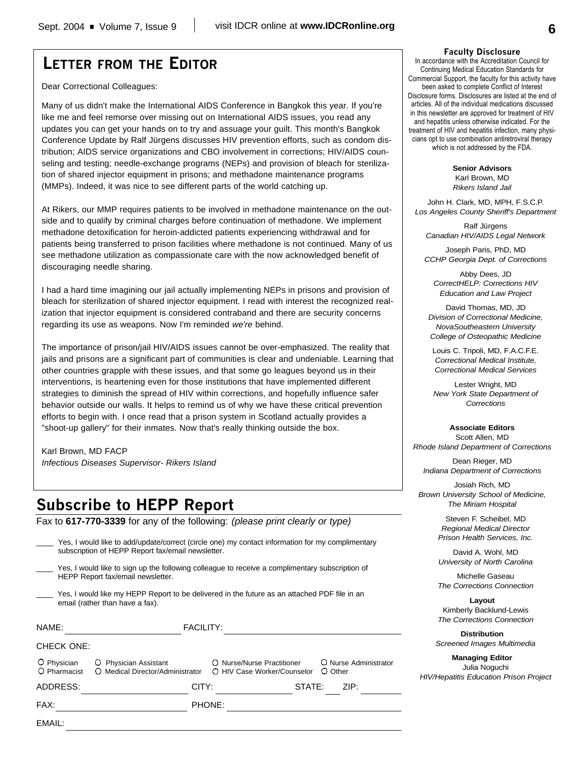## LETTER FROM THE EDITOR

Dear Correctional Colleagues:

Many of us didn't make the International AIDS Conference in Bangkok this year. If you're like me and feel remorse over missing out on International AIDS issues, you read any updates you can get your hands on to try and assuage your guilt. This month's Bangkok Conference Update by Ralf Jürgens discusses HIV prevention efforts, such as condom distribution; AIDS service organizations and CBO involvement in corrections; HIV/AIDS counseling and testing; needle-exchange programs (NEPs) and provision of bleach for sterilization of shared injector equipment in prisons; and methadone maintenance programs (MMPs). Indeed, it was nice to see different parts of the world catching up.

At Rikers, our MMP requires patients to be involved in methadone maintenance on the outside and to qualify by criminal charges before continuation of methadone. We implement methadone detoxification for heroin-addicted patients experiencing withdrawal and for patients being transferred to prison facilities where methadone is not continued. Many of us see methadone utilization as compassionate care with the now acknowledged benefit of discouraging needle sharing.

I had a hard time imagining our jail actually implementing NEPs in prisons and provision of bleach for sterilization of shared injector equipment. I read with interest the recognized realization that injector equipment is considered contraband and there are security concerns regarding its use as weapons. Now I'm reminded *we're* behind.

The importance of prison/jail HIV/AIDS issues cannot be over-emphasized. The reality that jails and prisons are a significant part of communities is clear and undeniable. Learning that other countries grapple with these issues, and that some go leagues beyond us in their interventions, is heartening even for those institutions that have implemented different strategies to diminish the spread of HIV within corrections, and hopefully influence safer behavior outside our walls. It helps to remind us of why we have these critical prevention efforts to begin with. I once read that a prison system in Scotland actually provides a "shoot-up gallery" for their inmates. Now that's really thinking outside the box.

Karl Brown, MD FACP
*Infectious Diseases Supervisor- Rikers Island*

## Subscribe to HEPP Report

Fax to **617-770-3339** for any of the following: *(please print clearly or type)*

____ Yes, I would like to add/update/correct (circle one) my contact information for my complimentary subscription of HEPP Report fax/email newsletter.

____ Yes, I would like to sign up the following colleague to receive a complimentary subscription of HEPP Report fax/email newsletter.

____ Yes, I would like my HEPP Report to be delivered in the future as an attached PDF file in an email (rather than have a fax).

NAME: ______________________ FACILITY: ______________________

CHECK ONE:

○ Physician ○ Physician Assistant ○ Nurse/Nurse Practitioner ○ Nurse Administrator
○ Pharmacist ○ Medical Director/Administrator ○ HIV Case Worker/Counselor ○ Other

ADDRESS: ______________ CITY: ______________ STATE: ___ ZIP: ________

FAX: ______________________ PHONE: ______________________

EMAIL: ______________________________________________

### Faculty Disclosure

In accordance with the Accreditation Council for Continuing Medical Education Standards for Commercial Support, the faculty for this activity have been asked to complete Conflict of Interest Disclosure forms. Disclosures are listed at the end of articles. All of the individual medications discussed in this newsletter are approved for treatment of HIV and hepatitis unless otherwise indicated. For the treatment of HIV and hepatitis infection, many physicians opt to use combination antiretroviral therapy which is not addressed by the FDA.

**Senior Advisors**

Karl Brown, MD
*Rikers Island Jail*

John H. Clark, MD, MPH, F.S.C.P.
*Los Angeles County Sheriff's Department*

Ralf Jürgens
*Canadian HIV/AIDS Legal Network*

Joseph Paris, PhD, MD
*CCHP Georgia Dept. of Corrections*

Abby Dees, JD
*CorrectHELP: Corrections HIV Education and Law Project*

David Thomas, MD, JD
*Division of Correctional Medicine, NovaSoutheastern University College of Osteopathic Medicine*

Louis C. Tripoli, MD, F.A.C.F.E.
*Correctional Medical Institute, Correctional Medical Services*

Lester Wright, MD
*New York State Department of Corrections*

**Associate Editors**

Scott Allen, MD
*Rhode Island Department of Corrections*

Dean Rieger, MD
*Indiana Department of Corrections*

Josiah Rich, MD
*Brown University School of Medicine, The Miriam Hospital*

Steven F. Scheibel, MD
*Regional Medical Director Prison Health Services, Inc.*

David A. Wohl, MD
*University of North Carolina*

Michelle Gaseau
*The Corrections Connection*

**Layout**

Kimberly Backlund-Lewis
*The Corrections Connection*

**Distribution**

*Screened Images Multimedia*

**Managing Editor**

Julia Noguchi
*HIV/Hepatitis Education Prison Project*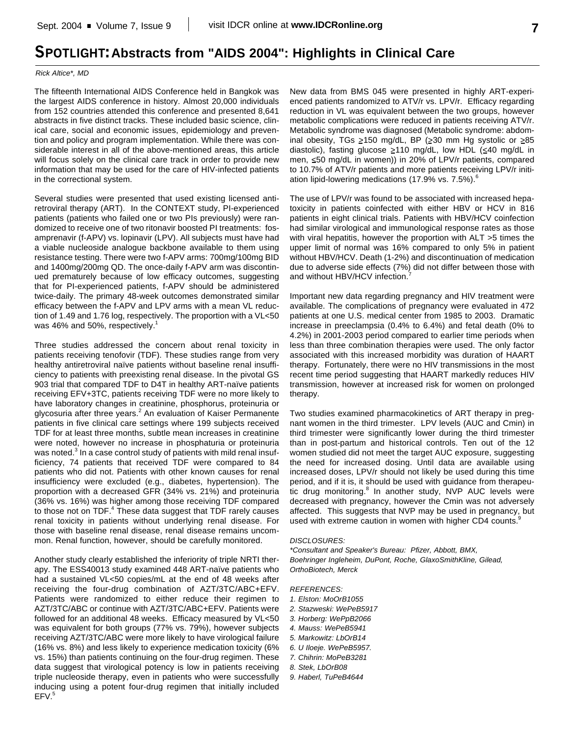## SPOTLIGHT: Abstracts from "AIDS 2004": Highlights in Clinical Care

*Rick Altice\*, MD*

The fifteenth International AIDS Conference held in Bangkok was the largest AIDS conference in history. Almost 20,000 individuals from 152 countries attended this conference and presented 8,641 abstracts in five distinct tracks. These included basic science, clinical care, social and economic issues, epidemiology and prevention and policy and program implementation. While there was considerable interest in all of the above-mentioned areas, this article will focus solely on the clinical care track in order to provide new information that may be used for the care of HIV-infected patients in the correctional system.

Several studies were presented that used existing licensed antiretroviral therapy (ART). In the CONTEXT study, PI-experienced patients (patients who failed one or two PIs previously) were randomized to receive one of two ritonavir boosted PI treatments: fosamprenavir (f-APV) vs. lopinavir (LPV). All subjects must have had a viable nucleoside analogue backbone available to them using resistance testing. There were two f-APV arms: 700mg/100mg BID and 1400mg/200mg QD. The once-daily f-APV arm was discontinued prematurely because of low efficacy outcomes, suggesting that for PI-experienced patients, f-APV should be administered twice-daily. The primary 48-week outcomes demonstrated similar efficacy between the f-APV and LPV arms with a mean VL reduction of 1.49 and 1.76 log, respectively. The proportion with a VL<50 was 46% and 50%, respectively.[1]

Three studies addressed the concern about renal toxicity in patients receiving tenofovir (TDF). These studies range from very healthy antiretroviral naïve patients without baseline renal insufficiency to patients with preexisting renal disease. In the pivotal GS 903 trial that compared TDF to D4T in healthy ART-naïve patients receiving EFV+3TC, patients receiving TDF were no more likely to have laboratory changes in creatinine, phosphorus, proteinuria or glycosuria after three years.[2] An evaluation of Kaiser Permanente patients in five clinical care settings where 199 subjects received TDF for at least three months, subtle mean increases in creatinine were noted, however no increase in phosphaturia or proteinuria was noted.[3] In a case control study of patients with mild renal insufficiency, 74 patients that received TDF were compared to 84 patients who did not. Patients with other known causes for renal insufficiency were excluded (e.g., diabetes, hypertension). The proportion with a decreased GFR (34% vs. 21%) and proteinuria (36% vs. 16%) was higher among those receiving TDF compared to those not on TDF.[4] These data suggest that TDF rarely causes renal toxicity in patients without underlying renal disease. For those with baseline renal disease, renal disease remains uncommon. Renal function, however, should be carefully monitored.

Another study clearly established the inferiority of triple NRTI therapy. The ESS40013 study examined 448 ART-naïve patients who had a sustained VL<50 copies/mL at the end of 48 weeks after receiving the four-drug combination of AZT/3TC/ABC+EFV. Patients were randomized to either reduce their regimen to AZT/3TC/ABC or continue with AZT/3TC/ABC+EFV. Patients were followed for an additional 48 weeks. Efficacy measured by VL<50 was equivalent for both groups (77% vs. 79%), however subjects receiving AZT/3TC/ABC were more likely to have virological failure (16% vs. 8%) and less likely to experience medication toxicity (6% vs. 15%) than patients continuing on the four-drug regimen. These data suggest that virological potency is low in patients receiving triple nucleoside therapy, even in patients who were successfully inducing using a potent four-drug regimen that initially included EFV.[5]

New data from BMS 045 were presented in highly ART-experienced patients randomized to ATV/r vs. LPV/r. Efficacy regarding reduction in VL was equivalent between the two groups, however metabolic complications were reduced in patients receiving ATV/r. Metabolic syndrome was diagnosed (Metabolic syndrome: abdominal obesity, TGs ≥150 mg/dL, BP (≥30 mm Hg systolic or ≥85 diastolic), fasting glucose ≥110 mg/dL, low HDL (≤40 mg/dL in men, ≤50 mg/dL in women)) in 20% of LPV/r patients, compared to 10.7% of ATV/r patients and more patients receiving LPV/r initiation lipid-lowering medications (17.9% vs. 7.5%).[6]

The use of LPV/r was found to be associated with increased hepatoxicity in patients coinfected with either HBV or HCV in 816 patients in eight clinical trials. Patients with HBV/HCV coinfection had similar virological and immunological response rates as those with viral hepatitis, however the proportion with ALT >5 times the upper limit of normal was 16% compared to only 5% in patient without HBV/HCV. Death (1-2%) and discontinuation of medication due to adverse side effects (7%) did not differ between those with and without HBV/HCV infection.[7]

Important new data regarding pregnancy and HIV treatment were available. The complications of pregnancy were evaluated in 472 patients at one U.S. medical center from 1985 to 2003. Dramatic increase in preeclampsia (0.4% to 6.4%) and fetal death (0% to 4.2%) in 2001-2003 period compared to earlier time periods when less than three combination therapies were used. The only factor associated with this increased morbidity was duration of HAART therapy. Fortunately, there were no HIV transmissions in the most recent time period suggesting that HAART markedly reduces HIV transmission, however at increased risk for women on prolonged therapy.

Two studies examined pharmacokinetics of ART therapy in pregnant women in the third trimester. LPV levels (AUC and Cmin) in third trimester were significantly lower during the third trimester than in post-partum and historical controls. Ten out of the 12 women studied did not meet the target AUC exposure, suggesting the need for increased dosing. Until data are available using increased doses, LPV/r should not likely be used during this time period, and if it is, it should be used with guidance from therapeutic drug monitoring.[8] In another study, NVP AUC levels were decreased with pregnancy, however the Cmin was not adversely affected. This suggests that NVP may be used in pregnancy, but used with extreme caution in women with higher CD4 counts.[9]

*DISCLOSURES:*

*\*Consultant and Speaker's Bureau: Pfizer, Abbott, BMX, Boehringer Ingleheim, DuPont, Roche, GlaxoSmithKline, Gilead, OrthoBiotech, Merck*

*REFERENCES:*

1. *Elston: MoOrB1055*
2. *Stazweski: WePeB5917*
3. *Horberg: WePpB2066*
4. *Mauss: WePeB5941*
5. *Markowitz: LbOrB14*
6. *U Iloeje. WePeB5957.*
7. *Chihrin: MoPeB3281*
8. *Stek, LbOrB08*
9. *Haberl, TuPeB4644*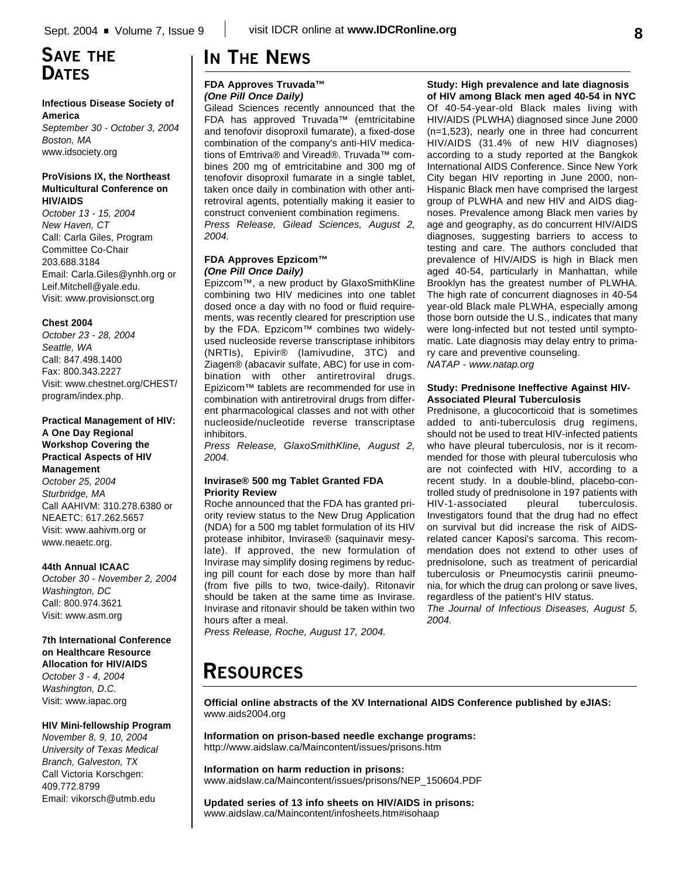## Save the Dates

**Infectious Disease Society of America**
*September 30 - October 3, 2004*
*Boston, MA*
www.idsociety.org

**ProVisions IX, the Northeast Multicultural Conference on HIV/AIDS**
*October 13 - 15, 2004*
*New Haven, CT*
Call: Carla Giles, Program Committee Co-Chair
203.688.3184
Email: Carla.Giles@ynhh.org or Leif.Mitchell@yale.edu.
Visit: www.provisionsct.org

**Chest 2004**
*October 23 - 28, 2004*
*Seattle, WA*
Call: 847.498.1400
Fax: 800.343.2227
Visit: www.chestnet.org/CHEST/program/index.php.

**Practical Management of HIV: A One Day Regional Workshop Covering the Practical Aspects of HIV Management**
*October 25, 2004*
*Sturbridge, MA*
Call AAHIVM: 310.278.6380 or NEAETC: 617.262.5657
Visit: www.aahivm.org or www.neaetc.org.

**44th Annual ICAAC**
*October 30 - November 2, 2004*
*Washington, DC*
Call: 800.974.3621
Visit: www.asm.org

**7th International Conference on Healthcare Resource Allocation for HIV/AIDS**
*October 3 - 4, 2004*
*Washington, D.C.*
Visit: www.iapac.org

**HIV Mini-fellowship Program**
*November 8, 9, 10, 2004*
*University of Texas Medical Branch, Galveston, TX*
Call Victoria Korschgen: 409.772.8799
Email: vikorsch@utmb.edu

## In the News

**FDA Approves Truvada™**
***(One Pill Once Daily)***

Gilead Sciences recently announced that the FDA has approved Truvada™ (emtricitabine and tenofovir disoproxil fumarate), a fixed-dose combination of the company's anti-HIV medications of Emtriva® and Viread®. Truvada™ combines 200 mg of emtricitabine and 300 mg of tenofovir disoproxil fumarate in a single tablet, taken once daily in combination with other antiretroviral agents, potentially making it easier to construct convenient combination regimens.
*Press Release, Gilead Sciences, August 2, 2004.*

**FDA Approves Epzicom™**
***(One Pill Once Daily)***

Epizcom™, a new product by GlaxoSmithKline combining two HIV medicines into one tablet dosed once a day with no food or fluid requirements, was recently cleared for prescription use by the FDA. Epzicom™ combines two widely-used nucleoside reverse transcriptase inhibitors (NRTIs), Epivir® (lamivudine, 3TC) and Ziagen® (abacavir sulfate, ABC) for use in combination with other antiretroviral drugs. Epizicom™ tablets are recommended for use in combination with antiretroviral drugs from different pharmacological classes and not with other nucleoside/nucleotide reverse transcriptase inhibitors.
*Press Release, GlaxoSmithKline, August 2, 2004.*

**Invirase® 500 mg Tablet Granted FDA Priority Review**

Roche announced that the FDA has granted priority review status to the New Drug Application (NDA) for a 500 mg tablet formulation of its HIV protease inhibitor, Invirase® (saquinavir mesylate). If approved, the new formulation of Invirase may simplify dosing regimens by reducing pill count for each dose by more than half (from five pills to two, twice-daily). Ritonavir should be taken at the same time as Invirase. Invirase and ritonavir should be taken within two hours after a meal.
*Press Release, Roche, August 17, 2004.*

**Study: High prevalence and late diagnosis of HIV among Black men aged 40-54 in NYC**

Of 40-54-year-old Black males living with HIV/AIDS (PLWHA) diagnosed since June 2000 (n=1,523), nearly one in three had concurrent HIV/AIDS (31.4% of new HIV diagnoses) according to a study reported at the Bangkok International AIDS Conference. Since New York City began HIV reporting in June 2000, non-Hispanic Black men have comprised the largest group of PLWHA and new HIV and AIDS diagnoses. Prevalence among Black men varies by age and geography, as do concurrent HIV/AIDS diagnoses, suggesting barriers to access to testing and care. The authors concluded that prevalence of HIV/AIDS is high in Black men aged 40-54, particularly in Manhattan, while Brooklyn has the greatest number of PLWHA. The high rate of concurrent diagnoses in 40-54 year-old Black male PLWHA, especially among those born outside the U.S., indicates that many were long-infected but not tested until symptomatic. Late diagnosis may delay entry to primary care and preventive counseling.
*NATAP - www.natap.org*

**Study: Prednisone Ineffective Against HIV-Associated Pleural Tuberculosis**

Prednisone, a glucocorticoid that is sometimes added to anti-tuberculosis drug regimens, should not be used to treat HIV-infected patients who have pleural tuberculosis, nor is it recommended for those with pleural tuberculosis who are not coinfected with HIV, according to a recent study. In a double-blind, placebo-controlled study of prednisolone in 197 patients with HIV-1-associated pleural tuberculosis. Investigators found that the drug had no effect on survival but did increase the risk of AIDS-related cancer Kaposi's sarcoma. This recommendation does not extend to other uses of prednisolone, such as treatment of pericardial tuberculosis or Pneumocystis carinii pneumonia, for which the drug can prolong or save lives, regardless of the patient's HIV status.
*The Journal of Infectious Diseases, August 5, 2004.*

## Resources

**Official online abstracts of the XV International AIDS Conference published by eJIAS:**
www.aids2004.org

**Information on prison-based needle exchange programs:**
http://www.aidslaw.ca/Maincontent/issues/prisons.htm

**Information on harm reduction in prisons:**
www.aidslaw.ca/Maincontent/issues/prisons/NEP_150604.PDF

**Updated series of 13 info sheets on HIV/AIDS in prisons:**
www.aidslaw.ca/Maincontent/infosheets.htm#isohaap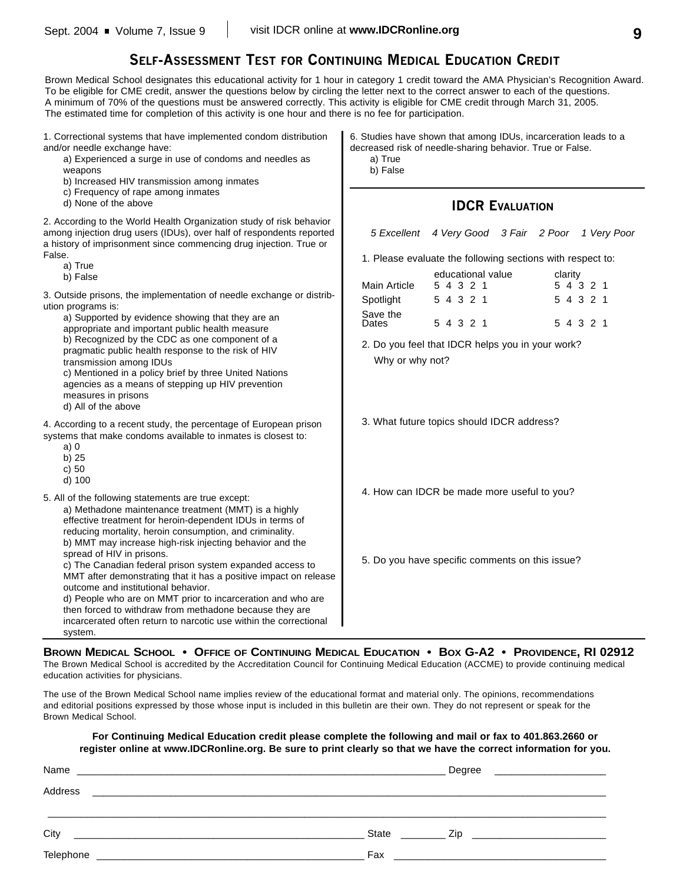## Self-Assessment Test for Continuing Medical Education Credit

Brown Medical School designates this educational activity for 1 hour in category 1 credit toward the AMA Physician's Recognition Award. To be eligible for CME credit, answer the questions below by circling the letter next to the correct answer to each of the questions. A minimum of 70% of the questions must be answered correctly. This activity is eligible for CME credit through March 31, 2005. The estimated time for completion of this activity is one hour and there is no fee for participation.

1. Correctional systems that have implemented condom distribution and/or needle exchange have:
   a) Experienced a surge in use of condoms and needles as weapons
   b) Increased HIV transmission among inmates
   c) Frequency of rape among inmates
   d) None of the above

2. According to the World Health Organization study of risk behavior among injection drug users (IDUs), over half of respondents reported a history of imprisonment since commencing drug injection. True or False.
   a) True
   b) False

3. Outside prisons, the implementation of needle exchange or distribution programs is:
   a) Supported by evidence showing that they are an appropriate and important public health measure
   b) Recognized by the CDC as one component of a pragmatic public health response to the risk of HIV transmission among IDUs
   c) Mentioned in a policy brief by three United Nations agencies as a means of stepping up HIV prevention measures in prisons
   d) All of the above

4. According to a recent study, the percentage of European prison systems that make condoms available to inmates is closest to:
   a) 0
   b) 25
   c) 50
   d) 100

5. All of the following statements are true except:
   a) Methadone maintenance treatment (MMT) is a highly effective treatment for heroin-dependent IDUs in terms of reducing mortality, heroin consumption, and criminality.
   b) MMT may increase high-risk injecting behavior and the spread of HIV in prisons.
   c) The Canadian federal prison system expanded access to MMT after demonstrating that it has a positive impact on release outcome and institutional behavior.
   d) People who are on MMT prior to incarceration and who are then forced to withdraw from methadone because they are incarcerated often return to narcotic use within the correctional system.

6. Studies have shown that among IDUs, incarceration leads to a decreased risk of needle-sharing behavior. True or False.
   a) True
   b) False

## IDCR Evaluation

*5 Excellent 4 Very Good 3 Fair 2 Poor 1 Very Poor*

1. Please evaluate the following sections with respect to:

| | educational value | clarity |
|---|---|---|
| Main Article | 5 4 3 2 1 | 5 4 3 2 1 |
| Spotlight | 5 4 3 2 1 | 5 4 3 2 1 |
| Save the Dates | 5 4 3 2 1 | 5 4 3 2 1 |

2. Do you feel that IDCR helps you in your work? Why or why not?

3. What future topics should IDCR address?

4. How can IDCR be made more useful to you?

5. Do you have specific comments on this issue?

**Brown Medical School • Office of Continuing Medical Education • Box G-A2 • Providence, RI 02912**

The Brown Medical School is accredited by the Accreditation Council for Continuing Medical Education (ACCME) to provide continuing medical education activities for physicians.

The use of the Brown Medical School name implies review of the educational format and material only. The opinions, recommendations and editorial positions expressed by those whose input is included in this bulletin are their own. They do not represent or speak for the Brown Medical School.

**For Continuing Medical Education credit please complete the following and mail or fax to 401.863.2660 or register online at www.IDCRonline.org. Be sure to print clearly so that we have the correct information for you.**

Name ______________________________ Degree ______________

Address ____________________________________________

____________________________________________________

City ______________________ State ________ Zip ______________

Telephone __________________________ Fax ______________________